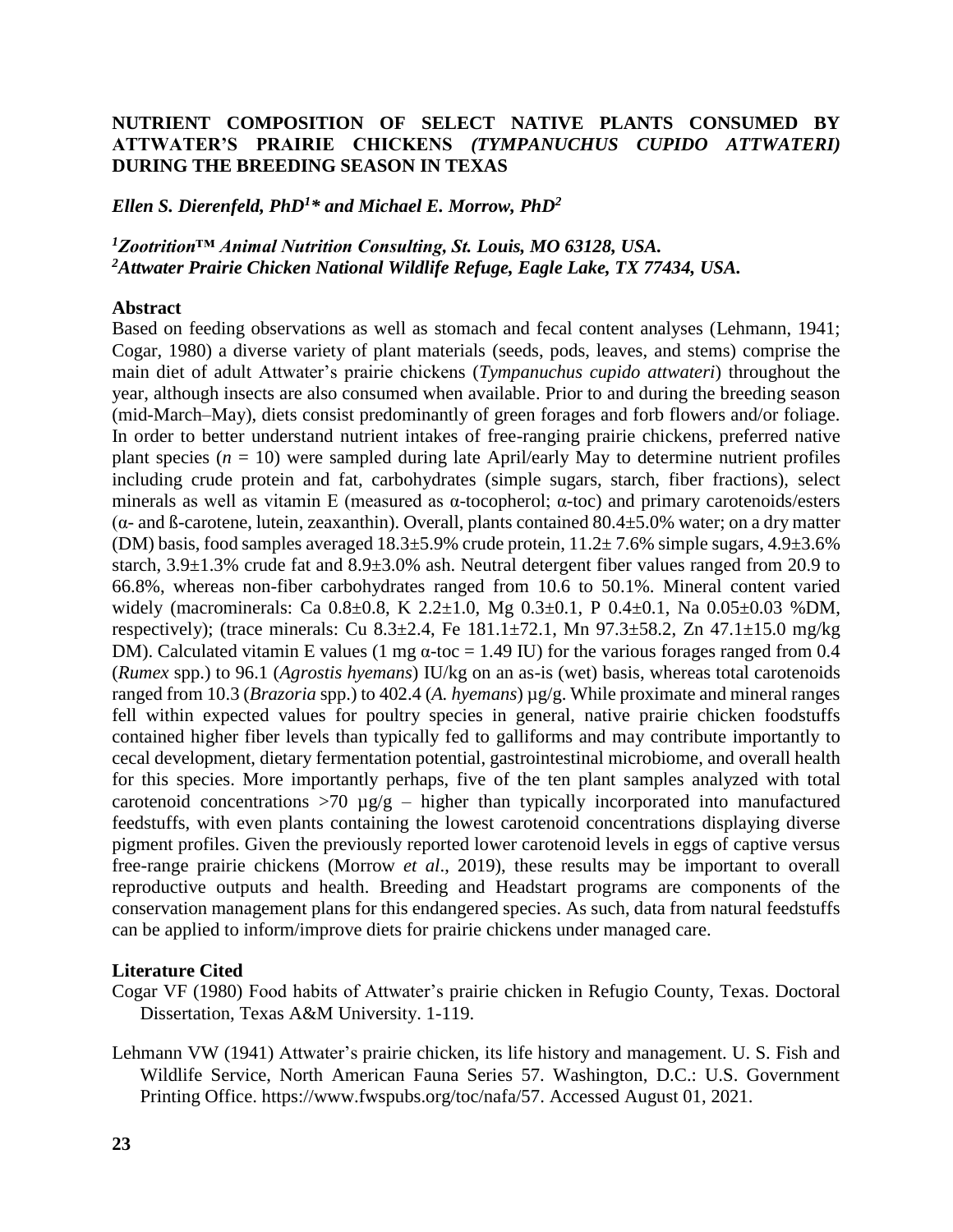# NUTRIENT COMPOSITION OF SELECT NATIVE PLANTS CONSUMED BY ATTWATER'S PRAIRIE CHICKENS *(TYMPANUCHUS CUPIDO ATTWATERI)* DURING THE BREEDING SEASON IN TEXAS

***Ellen S. Dierenfeld, PhD[1]\* and Michael E. Morrow, PhD[2]***

*[1]Zootrition™ Animal Nutrition Consulting, St. Louis, MO 63128, USA.*
*[2]Attwater Prairie Chicken National Wildlife Refuge, Eagle Lake, TX 77434, USA.*

## Abstract

Based on feeding observations as well as stomach and fecal content analyses (Lehmann, 1941; Cogar, 1980) a diverse variety of plant materials (seeds, pods, leaves, and stems) comprise the main diet of adult Attwater's prairie chickens (*Tympanuchus cupido attwateri*) throughout the year, although insects are also consumed when available. Prior to and during the breeding season (mid-March–May), diets consist predominantly of green forages and forb flowers and/or foliage. In order to better understand nutrient intakes of free-ranging prairie chickens, preferred native plant species ($n$ = 10) were sampled during late April/early May to determine nutrient profiles including crude protein and fat, carbohydrates (simple sugars, starch, fiber fractions), select minerals as well as vitamin E (measured as α-tocopherol; α-toc) and primary carotenoids/esters (α- and ß-carotene, lutein, zeaxanthin). Overall, plants contained 80.4±5.0% water; on a dry matter (DM) basis, food samples averaged 18.3±5.9% crude protein, 11.2± 7.6% simple sugars, 4.9±3.6% starch, 3.9±1.3% crude fat and 8.9±3.0% ash. Neutral detergent fiber values ranged from 20.9 to 66.8%, whereas non-fiber carbohydrates ranged from 10.6 to 50.1%. Mineral content varied widely (macrominerals: Ca 0.8±0.8, K 2.2±1.0, Mg 0.3±0.1, P 0.4±0.1, Na 0.05±0.03 %DM, respectively); (trace minerals: Cu 8.3±2.4, Fe 181.1±72.1, Mn 97.3±58.2, Zn 47.1±15.0 mg/kg DM). Calculated vitamin E values (1 mg α-toc = 1.49 IU) for the various forages ranged from 0.4 (*Rumex* spp.) to 96.1 (*Agrostis hyemans*) IU/kg on an as-is (wet) basis, whereas total carotenoids ranged from 10.3 (*Brazoria* spp.) to 402.4 (*A. hyemans*) µg/g. While proximate and mineral ranges fell within expected values for poultry species in general, native prairie chicken foodstuffs contained higher fiber levels than typically fed to galliforms and may contribute importantly to cecal development, dietary fermentation potential, gastrointestinal microbiome, and overall health for this species. More importantly perhaps, five of the ten plant samples analyzed with total carotenoid concentrations >70 µg/g – higher than typically incorporated into manufactured feedstuffs, with even plants containing the lowest carotenoid concentrations displaying diverse pigment profiles. Given the previously reported lower carotenoid levels in eggs of captive versus free-range prairie chickens (Morrow *et al*., 2019), these results may be important to overall reproductive outputs and health. Breeding and Headstart programs are components of the conservation management plans for this endangered species. As such, data from natural feedstuffs can be applied to inform/improve diets for prairie chickens under managed care.

## Literature Cited

Cogar VF (1980) Food habits of Attwater's prairie chicken in Refugio County, Texas. Doctoral Dissertation, Texas A&M University. 1-119.

Lehmann VW (1941) Attwater's prairie chicken, its life history and management. U. S. Fish and Wildlife Service, North American Fauna Series 57. Washington, D.C.: U.S. Government Printing Office. https://www.fwspubs.org/toc/nafa/57. Accessed August 01, 2021.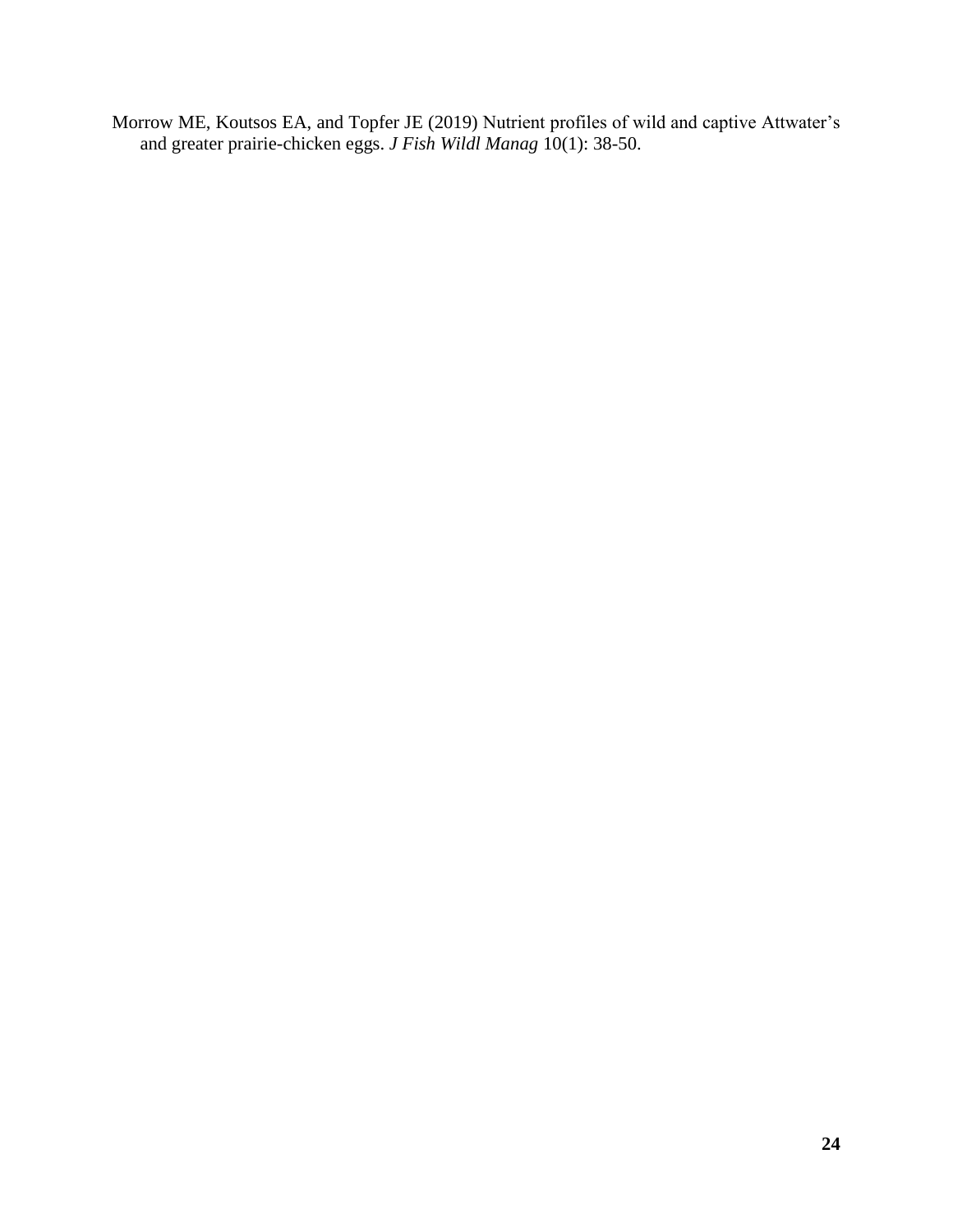Morrow ME, Koutsos EA, and Topfer JE (2019) Nutrient profiles of wild and captive Attwater's and greater prairie-chicken eggs. *J Fish Wildl Manag* 10(1): 38-50.